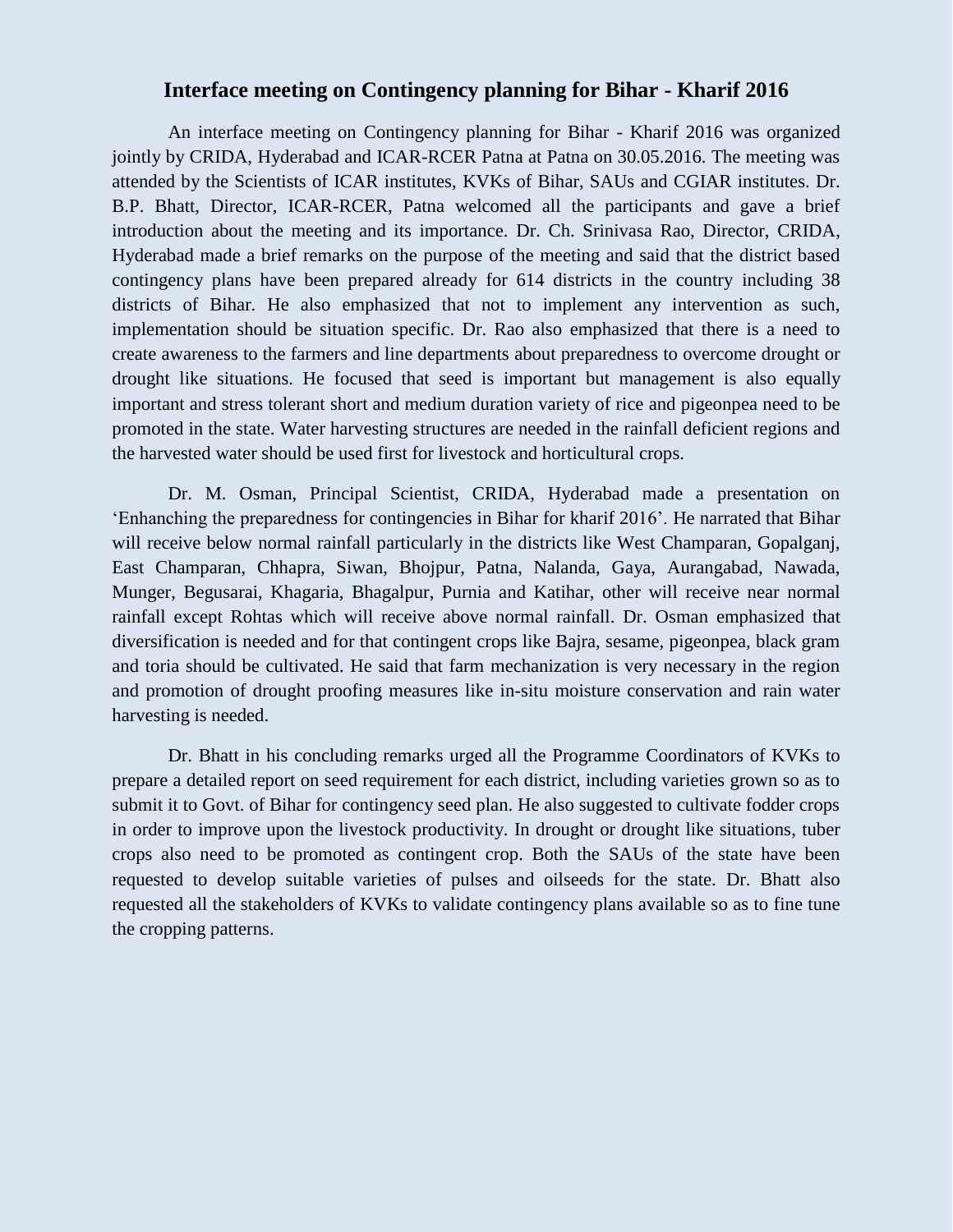# Interface meeting on Contingency planning for Bihar - Kharif 2016

An interface meeting on Contingency planning for Bihar - Kharif 2016 was organized jointly by CRIDA, Hyderabad and ICAR-RCER Patna at Patna on 30.05.2016. The meeting was attended by the Scientists of ICAR institutes, KVKs of Bihar, SAUs and CGIAR institutes. Dr. B.P. Bhatt, Director, ICAR-RCER, Patna welcomed all the participants and gave a brief introduction about the meeting and its importance. Dr. Ch. Srinivasa Rao, Director, CRIDA, Hyderabad made a brief remarks on the purpose of the meeting and said that the district based contingency plans have been prepared already for 614 districts in the country including 38 districts of Bihar. He also emphasized that not to implement any intervention as such, implementation should be situation specific. Dr. Rao also emphasized that there is a need to create awareness to the farmers and line departments about preparedness to overcome drought or drought like situations. He focused that seed is important but management is also equally important and stress tolerant short and medium duration variety of rice and pigeonpea need to be promoted in the state. Water harvesting structures are needed in the rainfall deficient regions and the harvested water should be used first for livestock and horticultural crops.

Dr. M. Osman, Principal Scientist, CRIDA, Hyderabad made a presentation on 'Enhanching the preparedness for contingencies in Bihar for kharif 2016'. He narrated that Bihar will receive below normal rainfall particularly in the districts like West Champaran, Gopalganj, East Champaran, Chhapra, Siwan, Bhojpur, Patna, Nalanda, Gaya, Aurangabad, Nawada, Munger, Begusarai, Khagaria, Bhagalpur, Purnia and Katihar, other will receive near normal rainfall except Rohtas which will receive above normal rainfall. Dr. Osman emphasized that diversification is needed and for that contingent crops like Bajra, sesame, pigeonpea, black gram and toria should be cultivated. He said that farm mechanization is very necessary in the region and promotion of drought proofing measures like in-situ moisture conservation and rain water harvesting is needed.

Dr. Bhatt in his concluding remarks urged all the Programme Coordinators of KVKs to prepare a detailed report on seed requirement for each district, including varieties grown so as to submit it to Govt. of Bihar for contingency seed plan. He also suggested to cultivate fodder crops in order to improve upon the livestock productivity. In drought or drought like situations, tuber crops also need to be promoted as contingent crop. Both the SAUs of the state have been requested to develop suitable varieties of pulses and oilseeds for the state. Dr. Bhatt also requested all the stakeholders of KVKs to validate contingency plans available so as to fine tune the cropping patterns.